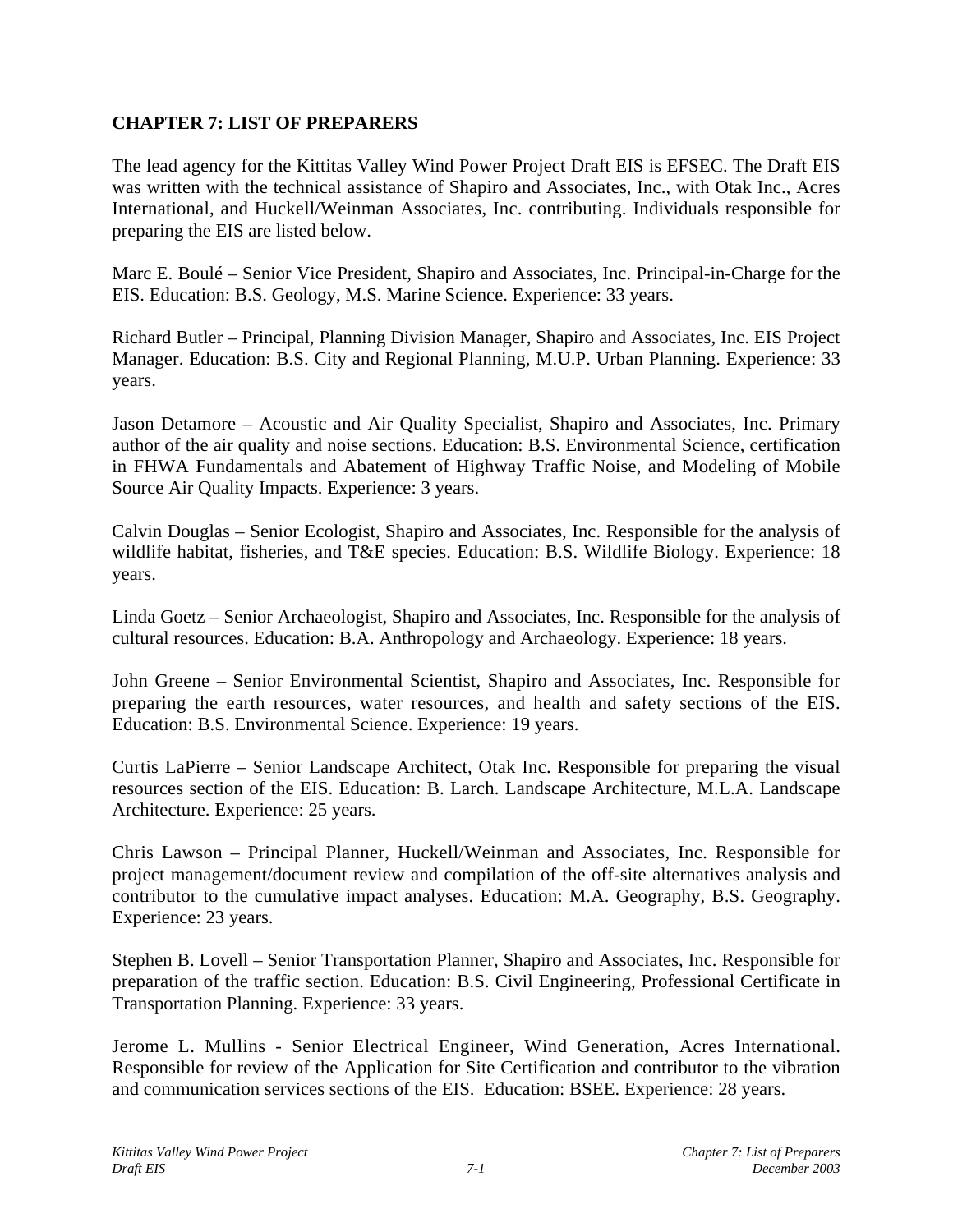## CHAPTER 7: LIST OF PREPARERS

The lead agency for the Kittitas Valley Wind Power Project Draft EIS is EFSEC. The Draft EIS was written with the technical assistance of Shapiro and Associates, Inc., with Otak Inc., Acres International, and Huckell/Weinman Associates, Inc. contributing. Individuals responsible for preparing the EIS are listed below.

Marc E. Boulé – Senior Vice President, Shapiro and Associates, Inc. Principal-in-Charge for the EIS. Education: B.S. Geology, M.S. Marine Science. Experience: 33 years.

Richard Butler – Principal, Planning Division Manager, Shapiro and Associates, Inc. EIS Project Manager. Education: B.S. City and Regional Planning, M.U.P. Urban Planning. Experience: 33 years.

Jason Detamore – Acoustic and Air Quality Specialist, Shapiro and Associates, Inc. Primary author of the air quality and noise sections. Education: B.S. Environmental Science, certification in FHWA Fundamentals and Abatement of Highway Traffic Noise, and Modeling of Mobile Source Air Quality Impacts. Experience: 3 years.

Calvin Douglas – Senior Ecologist, Shapiro and Associates, Inc. Responsible for the analysis of wildlife habitat, fisheries, and T&E species. Education: B.S. Wildlife Biology. Experience: 18 years.

Linda Goetz – Senior Archaeologist, Shapiro and Associates, Inc. Responsible for the analysis of cultural resources. Education: B.A. Anthropology and Archaeology. Experience: 18 years.

John Greene – Senior Environmental Scientist, Shapiro and Associates, Inc. Responsible for preparing the earth resources, water resources, and health and safety sections of the EIS. Education: B.S. Environmental Science. Experience: 19 years.

Curtis LaPierre – Senior Landscape Architect, Otak Inc. Responsible for preparing the visual resources section of the EIS. Education: B. Larch. Landscape Architecture, M.L.A. Landscape Architecture. Experience: 25 years.

Chris Lawson – Principal Planner, Huckell/Weinman and Associates, Inc. Responsible for project management/document review and compilation of the off-site alternatives analysis and contributor to the cumulative impact analyses. Education: M.A. Geography, B.S. Geography. Experience: 23 years.

Stephen B. Lovell – Senior Transportation Planner, Shapiro and Associates, Inc. Responsible for preparation of the traffic section. Education: B.S. Civil Engineering, Professional Certificate in Transportation Planning. Experience: 33 years.

Jerome L. Mullins - Senior Electrical Engineer, Wind Generation, Acres International. Responsible for review of the Application for Site Certification and contributor to the vibration and communication services sections of the EIS. Education: BSEE. Experience: 28 years.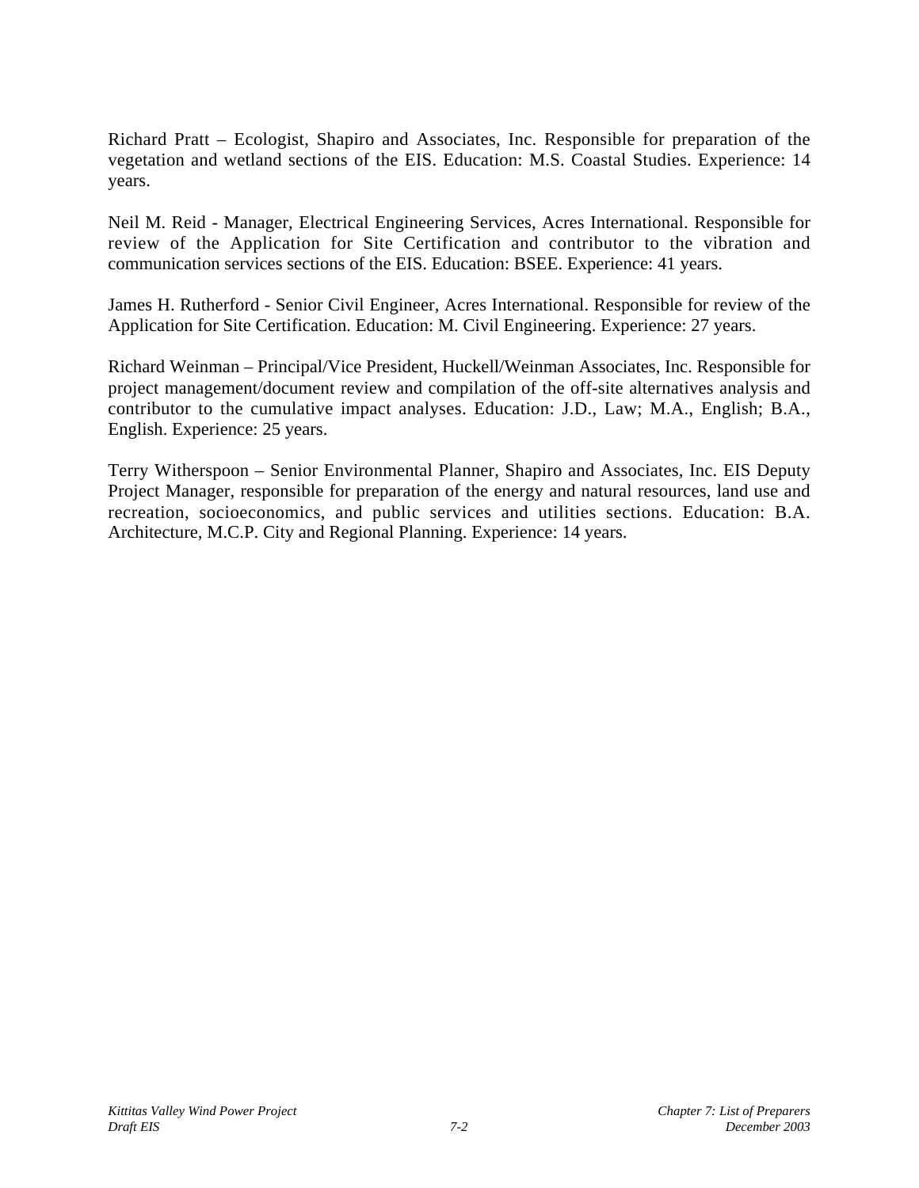Richard Pratt – Ecologist, Shapiro and Associates, Inc. Responsible for preparation of the vegetation and wetland sections of the EIS. Education: M.S. Coastal Studies. Experience: 14 years.

Neil M. Reid - Manager, Electrical Engineering Services, Acres International. Responsible for review of the Application for Site Certification and contributor to the vibration and communication services sections of the EIS. Education: BSEE. Experience: 41 years.

James H. Rutherford - Senior Civil Engineer, Acres International. Responsible for review of the Application for Site Certification. Education: M. Civil Engineering. Experience: 27 years.

Richard Weinman – Principal/Vice President, Huckell/Weinman Associates, Inc. Responsible for project management/document review and compilation of the off-site alternatives analysis and contributor to the cumulative impact analyses. Education: J.D., Law; M.A., English; B.A., English. Experience: 25 years.

Terry Witherspoon – Senior Environmental Planner, Shapiro and Associates, Inc. EIS Deputy Project Manager, responsible for preparation of the energy and natural resources, land use and recreation, socioeconomics, and public services and utilities sections. Education: B.A. Architecture, M.C.P. City and Regional Planning. Experience: 14 years.